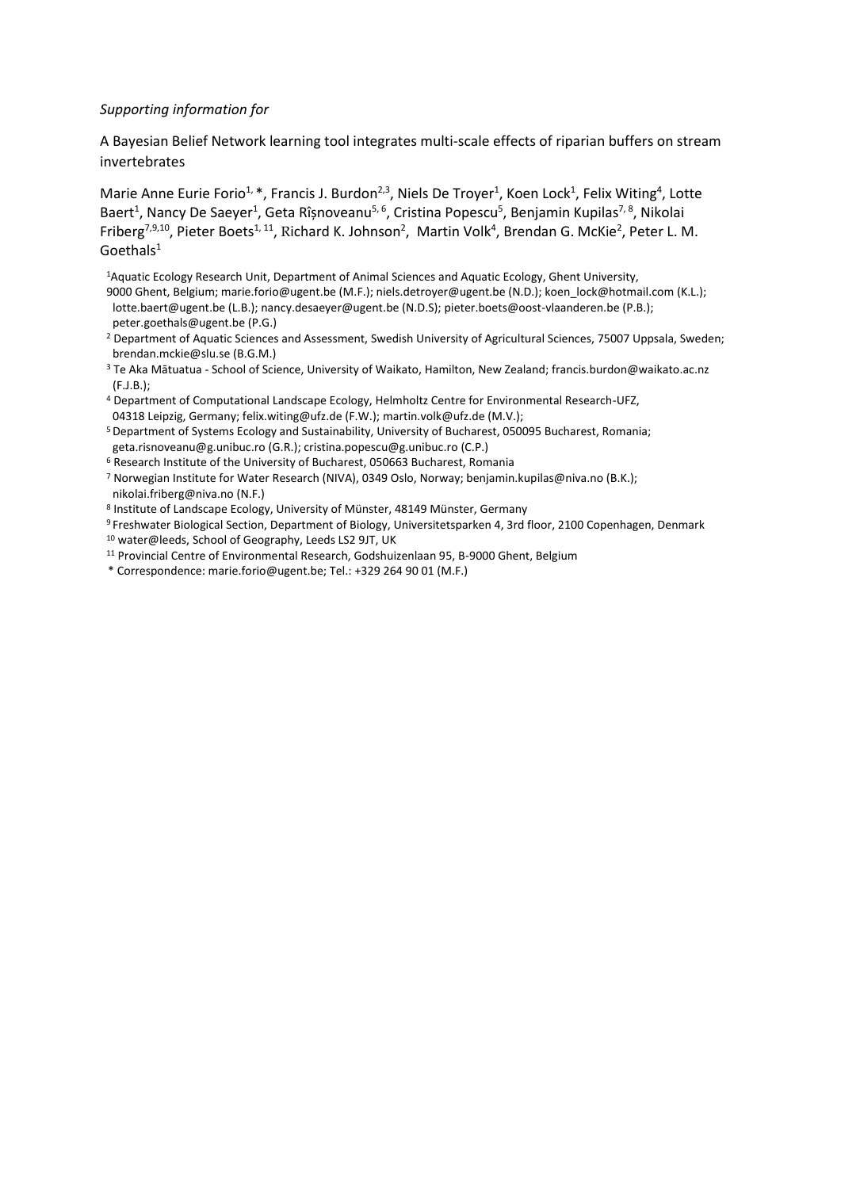*Supporting information for*

A Bayesian Belief Network learning tool integrates multi-scale effects of riparian buffers on stream invertebrates

Marie Anne Eurie Forio[1,*], Francis J. Burdon[2,3], Niels De Troyer[1], Koen Lock[1], Felix Witing[4], Lotte Baert[1], Nancy De Saeyer[1], Geta Rîşnoveanu[5,6], Cristina Popescu[5], Benjamin Kupilas[7,8], Nikolai Friberg[7,9,10], Pieter Boets[1,11], Richard K. Johnson[2], Martin Volk[4], Brendan G. McKie[2], Peter L. M. Goethals[1]

[1]Aquatic Ecology Research Unit, Department of Animal Sciences and Aquatic Ecology, Ghent University, 9000 Ghent, Belgium; marie.forio@ugent.be (M.F.); niels.detroyer@ugent.be (N.D.); koen_lock@hotmail.com (K.L.); lotte.baert@ugent.be (L.B.); nancy.desaeyer@ugent.be (N.D.S); pieter.boets@oost-vlaanderen.be (P.B.); peter.goethals@ugent.be (P.G.)

[2] Department of Aquatic Sciences and Assessment, Swedish University of Agricultural Sciences, 75007 Uppsala, Sweden; brendan.mckie@slu.se (B.G.M.)

[3] Te Aka Mātuatua - School of Science, University of Waikato, Hamilton, New Zealand; francis.burdon@waikato.ac.nz (F.J.B.);

[4] Department of Computational Landscape Ecology, Helmholtz Centre for Environmental Research-UFZ, 04318 Leipzig, Germany; felix.witing@ufz.de (F.W.); martin.volk@ufz.de (M.V.);

[5] Department of Systems Ecology and Sustainability, University of Bucharest, 050095 Bucharest, Romania; geta.risnoveanu@g.unibuc.ro (G.R.); cristina.popescu@g.unibuc.ro (C.P.)

[6] Research Institute of the University of Bucharest, 050663 Bucharest, Romania

[7] Norwegian Institute for Water Research (NIVA), 0349 Oslo, Norway; benjamin.kupilas@niva.no (B.K.); nikolai.friberg@niva.no (N.F.)

[8] Institute of Landscape Ecology, University of Münster, 48149 Münster, Germany

[9] Freshwater Biological Section, Department of Biology, Universitetsparken 4, 3rd floor, 2100 Copenhagen, Denmark

[10] water@leeds, School of Geography, Leeds LS2 9JT, UK

[11] Provincial Centre of Environmental Research, Godshuizenlaan 95, B-9000 Ghent, Belgium

\* Correspondence: marie.forio@ugent.be; Tel.: +329 264 90 01 (M.F.)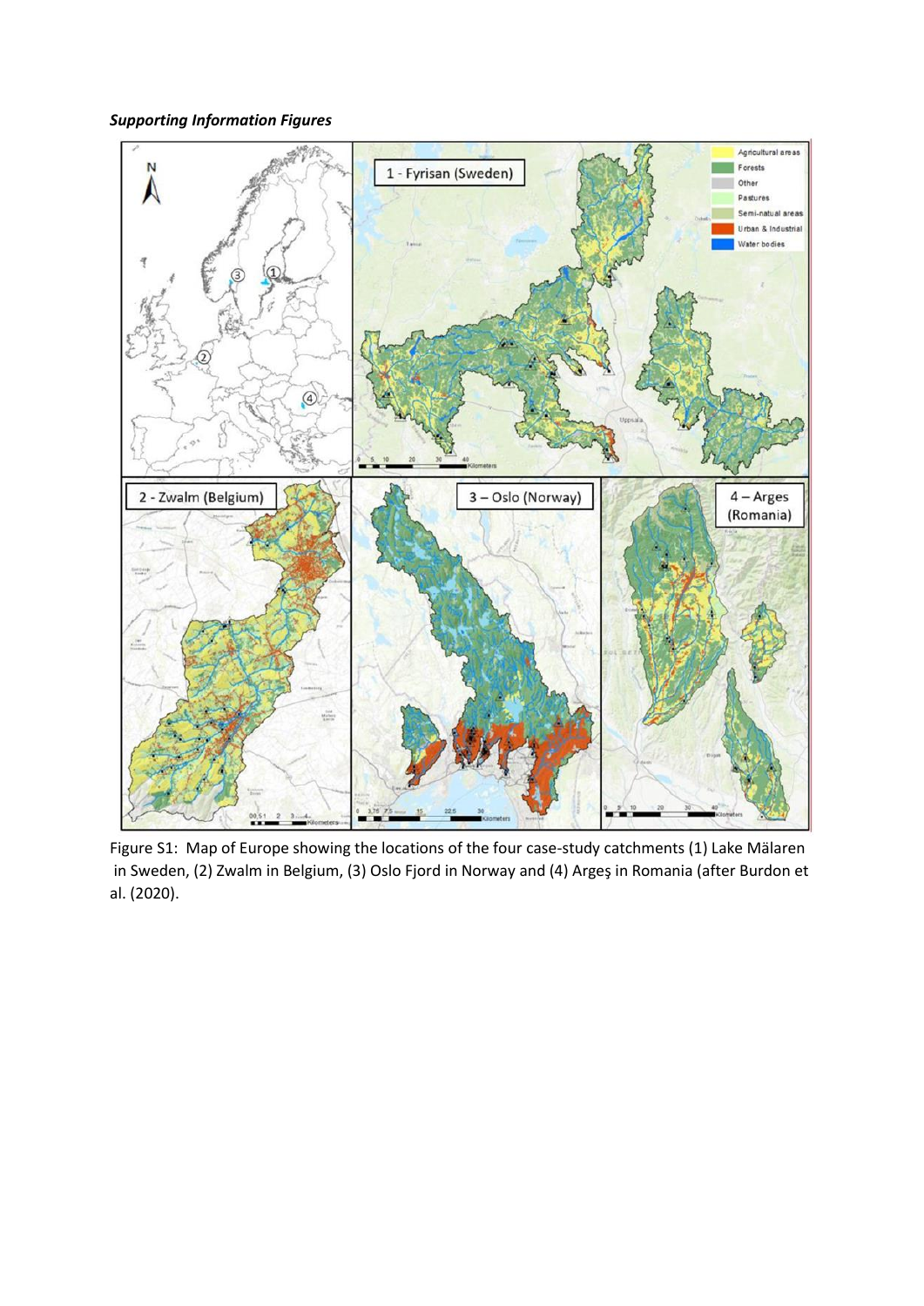***Supporting Information Figures***

Figure S1: Map of Europe showing the locations of the four case-study catchments (1) Lake Mälaren in Sweden, (2) Zwalm in Belgium, (3) Oslo Fjord in Norway and (4) Argeş in Romania (after Burdon et al. (2020).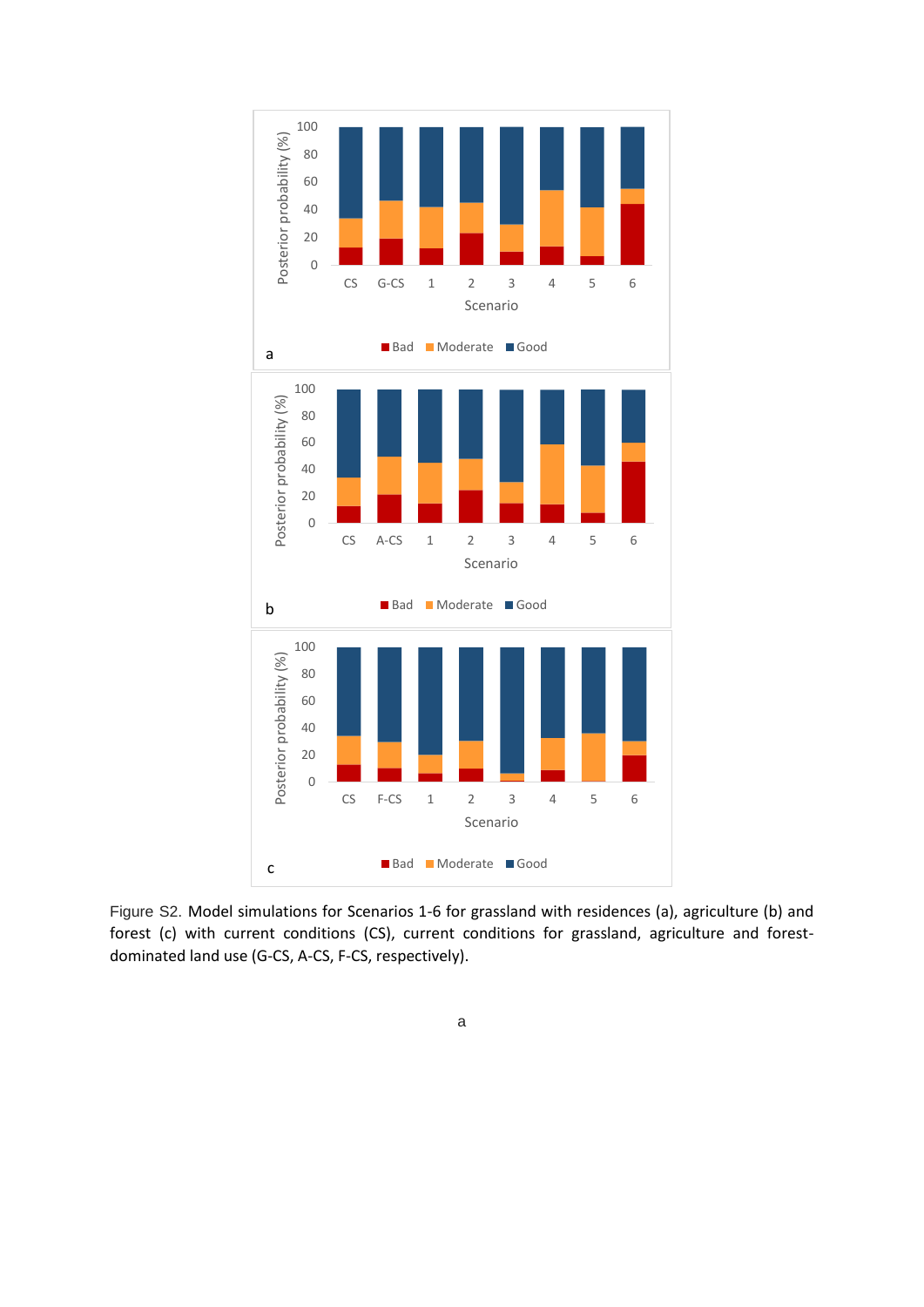Figure S2. Model simulations for Scenarios 1-6 for grassland with residences (a), agriculture (b) and forest (c) with current conditions (CS), current conditions for grassland, agriculture and forest-dominated land use (G-CS, A-CS, F-CS, respectively).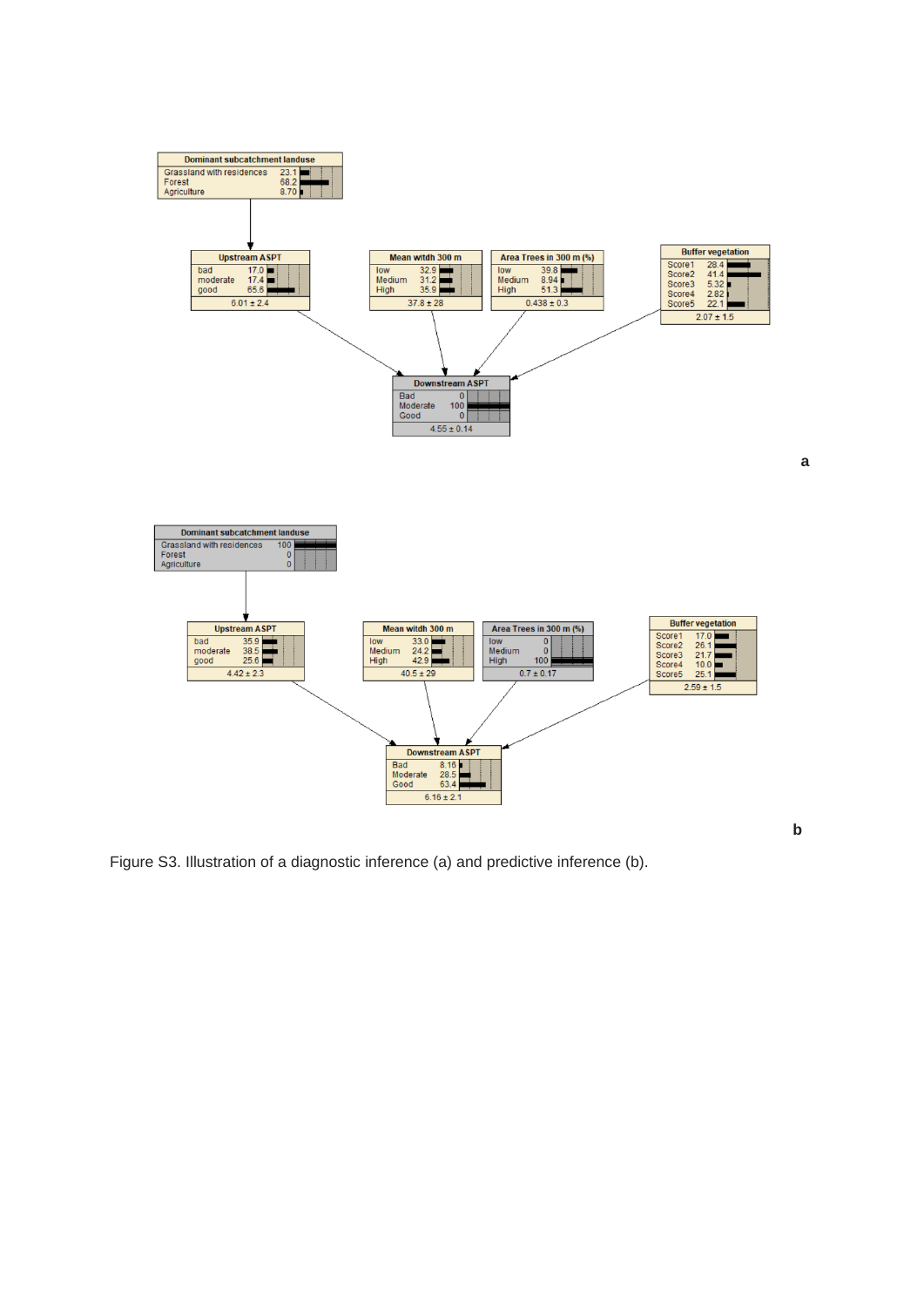Figure S3. Illustration of a diagnostic inference (a) and predictive inference (b).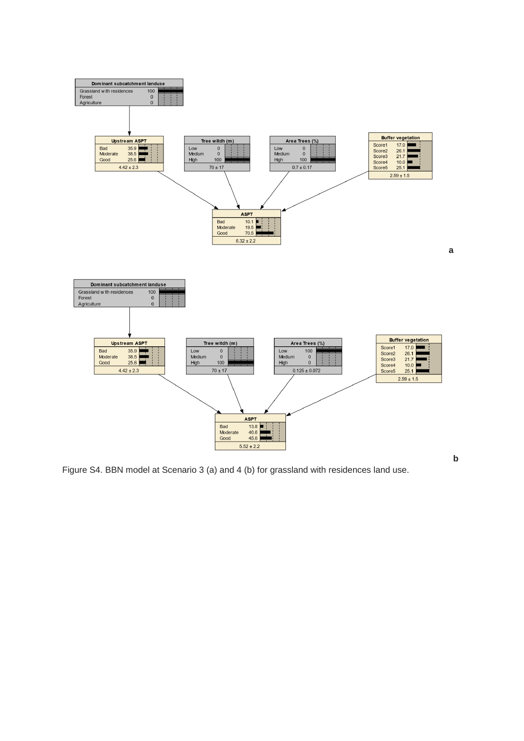Dominant subcatchment landuse

| | |
|---|---|
| Grassland with residences | 100 |
| Forest | 0 |
| Agriculture | 0 |

Upstream ASPT

| | |
|---|---|
| Bad | 35.9 |
| Moderate | 38.5 |
| Good | 25.6 |

4.42 ± 2.3

Tree witdh (m)

| | |
|---|---|
| Low | 0 |
| Medium | 0 |
| High | 100 |

70 ± 17

Area Trees (%)

| | |
|---|---|
| Low | 0 |
| Medium | 0 |
| High | 100 |

0.7 ± 0.17

Buffer vegetation

| | |
|---|---|
| Score1 | 17.0 |
| Score2 | 26.1 |
| Score3 | 21.7 |
| Score4 | 10.0 |
| Score5 | 25.1 |

2.59 ± 1.5

ASPT

| | |
|---|---|
| Bad | 10.1 |
| Moderate | 19.5 |
| Good | 70.5 |

6.32 ± 2.2

a

Dominant subcatchment landuse

| | |
|---|---|
| Grassland with residences | 100 |
| Forest | 0 |
| Agriculture | 0 |

Upstream ASPT

| | |
|---|---|
| Bad | 35.9 |
| Moderate | 38.5 |
| Good | 25.6 |

4.42 ± 2.3

Tree witdh (m)

| | |
|---|---|
| Low | 0 |
| Medium | 0 |
| High | 100 |

70 ± 17

Area Trees (%)

| | |
|---|---|
| Low | 100 |
| Medium | 0 |
| High | 0 |

0.125 ± 0.072

Buffer vegetation

| | |
|---|---|
| Score1 | 17.0 |
| Score2 | 26.1 |
| Score3 | 21.7 |
| Score4 | 10.0 |
| Score5 | 25.1 |

2.59 ± 1.5

ASPT

| | |
|---|---|
| Bad | 13.8 |
| Moderate | 40.6 |
| Good | 45.6 |

5.52 ± 2.2

b

Figure S4. BBN model at Scenario 3 (a) and 4 (b) for grassland with residences land use.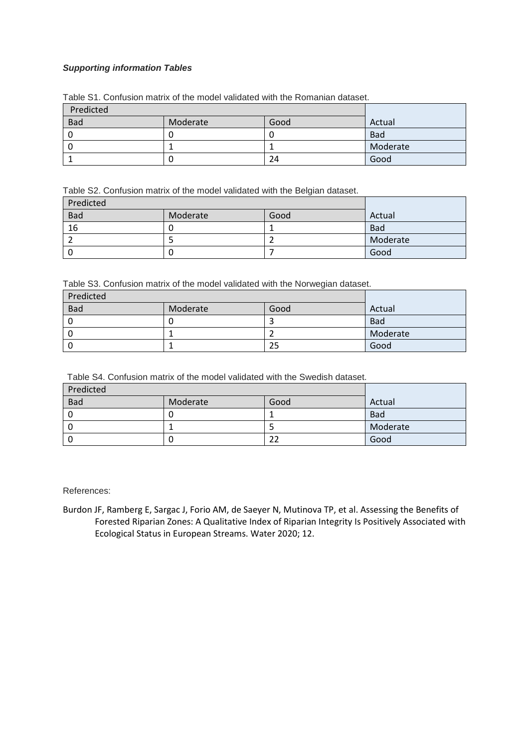***Supporting information Tables***

Table S1. Confusion matrix of the model validated with the Romanian dataset.

| Predicted | | | |
|---|---|---|---|
| Bad | Moderate | Good | Actual |
| 0 | 0 | 0 | Bad |
| 0 | 1 | 1 | Moderate |
| 1 | 0 | 24 | Good |

Table S2. Confusion matrix of the model validated with the Belgian dataset.

| Predicted | | | |
|---|---|---|---|
| Bad | Moderate | Good | Actual |
| 16 | 0 | 1 | Bad |
| 2 | 5 | 2 | Moderate |
| 0 | 0 | 7 | Good |

Table S3. Confusion matrix of the model validated with the Norwegian dataset.

| Predicted | | | |
|---|---|---|---|
| Bad | Moderate | Good | Actual |
| 0 | 0 | 3 | Bad |
| 0 | 1 | 2 | Moderate |
| 0 | 1 | 25 | Good |

Table S4. Confusion matrix of the model validated with the Swedish dataset.

| Predicted | | | |
|---|---|---|---|
| Bad | Moderate | Good | Actual |
| 0 | 0 | 1 | Bad |
| 0 | 1 | 5 | Moderate |
| 0 | 0 | 22 | Good |

References:

Burdon JF, Ramberg E, Sargac J, Forio AM, de Saeyer N, Mutinova TP, et al. Assessing the Benefits of Forested Riparian Zones: A Qualitative Index of Riparian Integrity Is Positively Associated with Ecological Status in European Streams. Water 2020; 12.